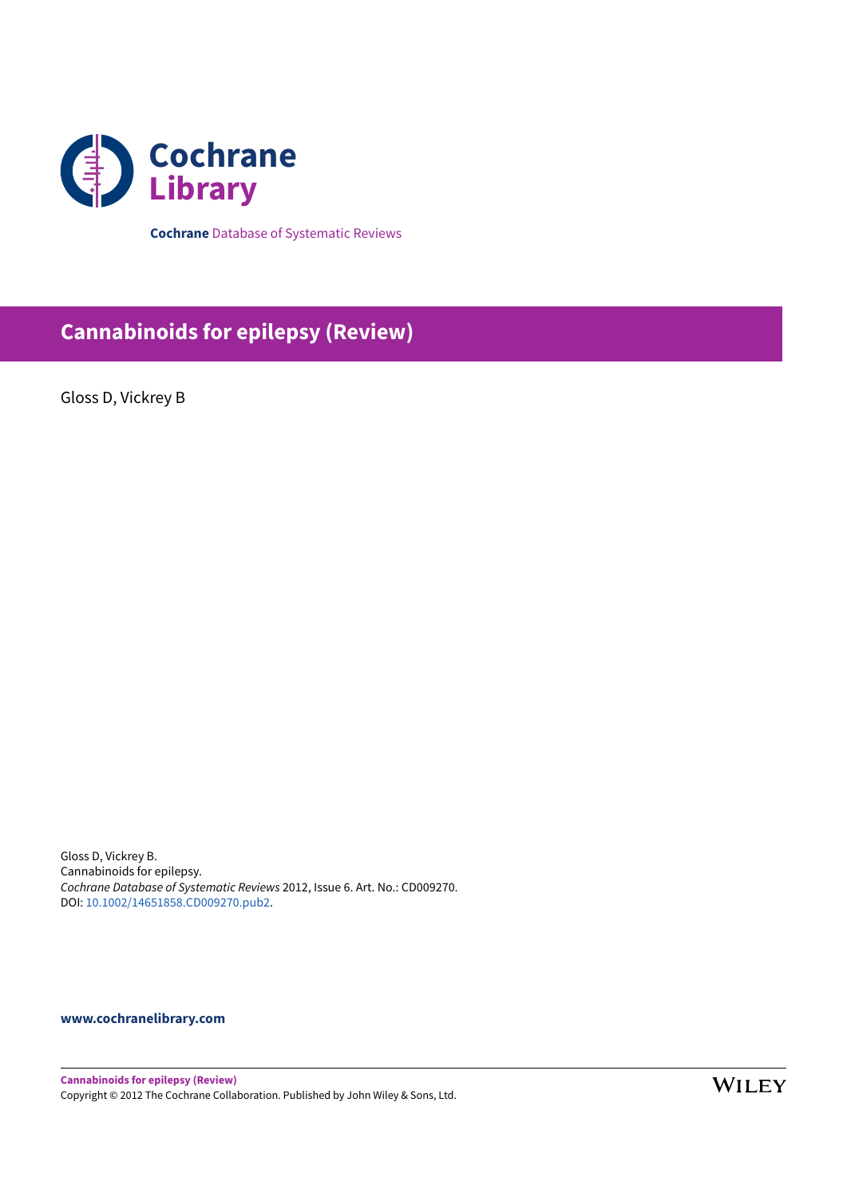Cochrane Library

**Cochrane** Database of Systematic Reviews

# Cannabinoids for epilepsy (Review)

Gloss D, Vickrey B

Gloss D, Vickrey B.
Cannabinoids for epilepsy.
*Cochrane Database of Systematic Reviews* 2012, Issue 6. Art. No.: CD009270.
DOI: 10.1002/14651858.CD009270.pub2.

**www.cochranelibrary.com**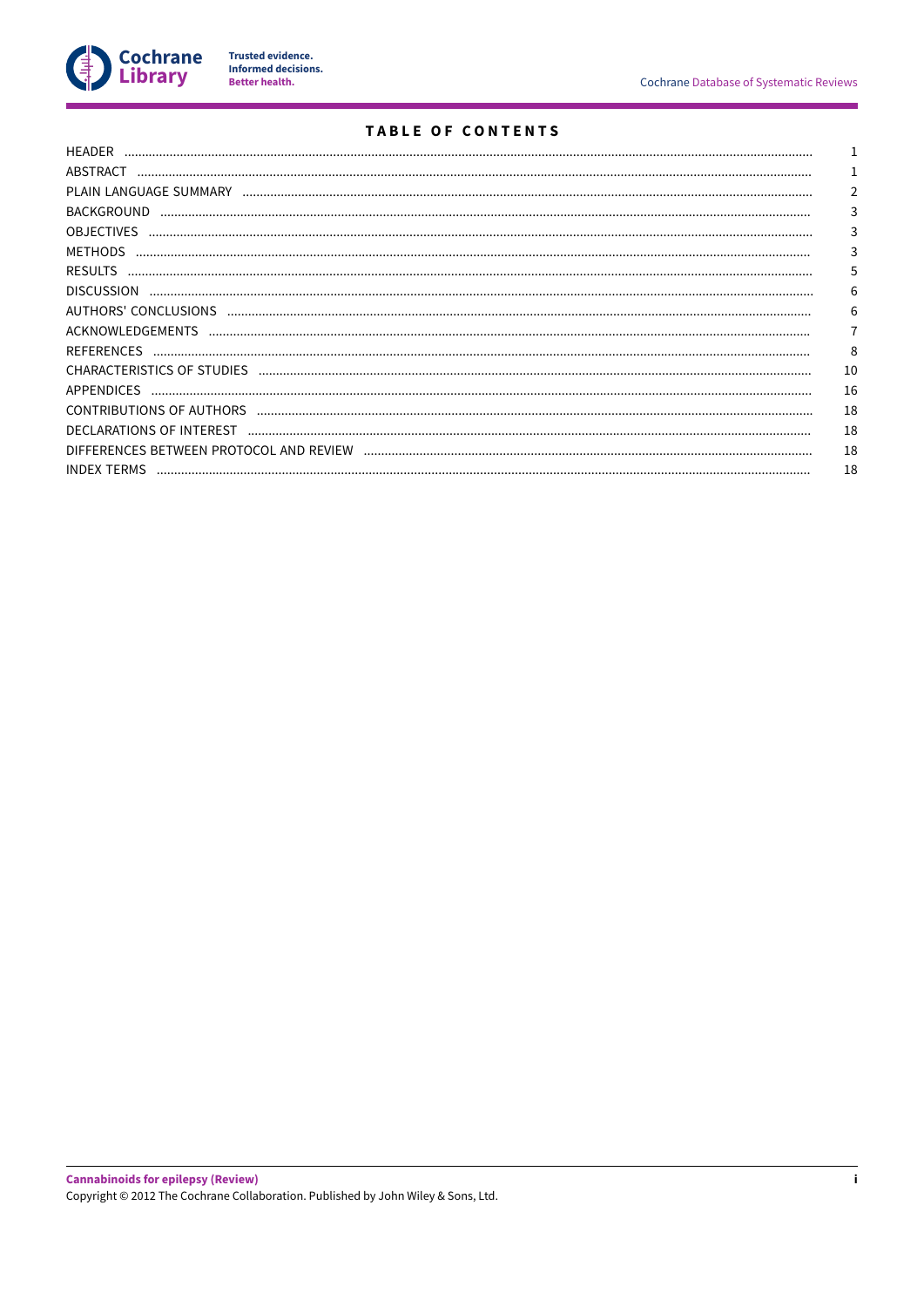# TABLE OF CONTENTS

| | |
|---|---|
| HEADER | 1 |
| ABSTRACT | 1 |
| PLAIN LANGUAGE SUMMARY | 2 |
| BACKGROUND | 3 |
| OBJECTIVES | 3 |
| METHODS | 3 |
| RESULTS | 5 |
| DISCUSSION | 6 |
| AUTHORS' CONCLUSIONS | 6 |
| ACKNOWLEDGEMENTS | 7 |
| REFERENCES | 8 |
| CHARACTERISTICS OF STUDIES | 10 |
| APPENDICES | 16 |
| CONTRIBUTIONS OF AUTHORS | 18 |
| DECLARATIONS OF INTEREST | 18 |
| DIFFERENCES BETWEEN PROTOCOL AND REVIEW | 18 |
| INDEX TERMS | 18 |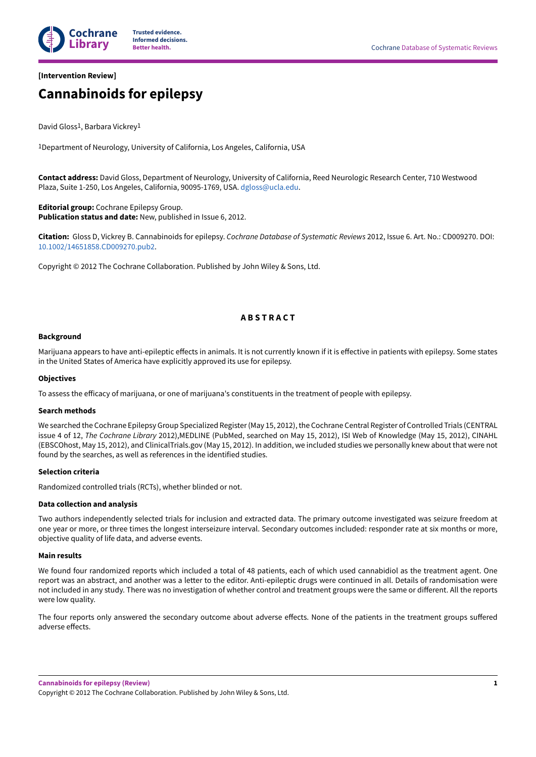[Intervention Review]

# Cannabinoids for epilepsy

David Gloss[1], Barbara Vickrey[1]

[1]Department of Neurology, University of California, Los Angeles, California, USA

**Contact address:** David Gloss, Department of Neurology, University of California, Reed Neurologic Research Center, 710 Westwood Plaza, Suite 1-250, Los Angeles, California, 90095-1769, USA. dgloss@ucla.edu.

**Editorial group:** Cochrane Epilepsy Group.
**Publication status and date:** New, published in Issue 6, 2012.

**Citation:** Gloss D, Vickrey B. Cannabinoids for epilepsy. *Cochrane Database of Systematic Reviews* 2012, Issue 6. Art. No.: CD009270. DOI: 10.1002/14651858.CD009270.pub2.

Copyright © 2012 The Cochrane Collaboration. Published by John Wiley & Sons, Ltd.

## ABSTRACT

### Background

Marijuana appears to have anti-epileptic effects in animals. It is not currently known if it is effective in patients with epilepsy. Some states in the United States of America have explicitly approved its use for epilepsy.

### Objectives

To assess the efficacy of marijuana, or one of marijuana's constituents in the treatment of people with epilepsy.

### Search methods

We searched the Cochrane Epilepsy Group Specialized Register (May 15, 2012), the Cochrane Central Register of Controlled Trials (CENTRAL issue 4 of 12, *The Cochrane Library* 2012),MEDLINE (PubMed, searched on May 15, 2012), ISI Web of Knowledge (May 15, 2012), CINAHL (EBSCOhost, May 15, 2012), and ClinicalTrials.gov (May 15, 2012). In addition, we included studies we personally knew about that were not found by the searches, as well as references in the identified studies.

### Selection criteria

Randomized controlled trials (RCTs), whether blinded or not.

### Data collection and analysis

Two authors independently selected trials for inclusion and extracted data. The primary outcome investigated was seizure freedom at one year or more, or three times the longest interseizure interval. Secondary outcomes included: responder rate at six months or more, objective quality of life data, and adverse events.

### Main results

We found four randomized reports which included a total of 48 patients, each of which used cannabidiol as the treatment agent. One report was an abstract, and another was a letter to the editor. Anti-epileptic drugs were continued in all. Details of randomisation were not included in any study. There was no investigation of whether control and treatment groups were the same or different. All the reports were low quality.

The four reports only answered the secondary outcome about adverse effects. None of the patients in the treatment groups suffered adverse effects.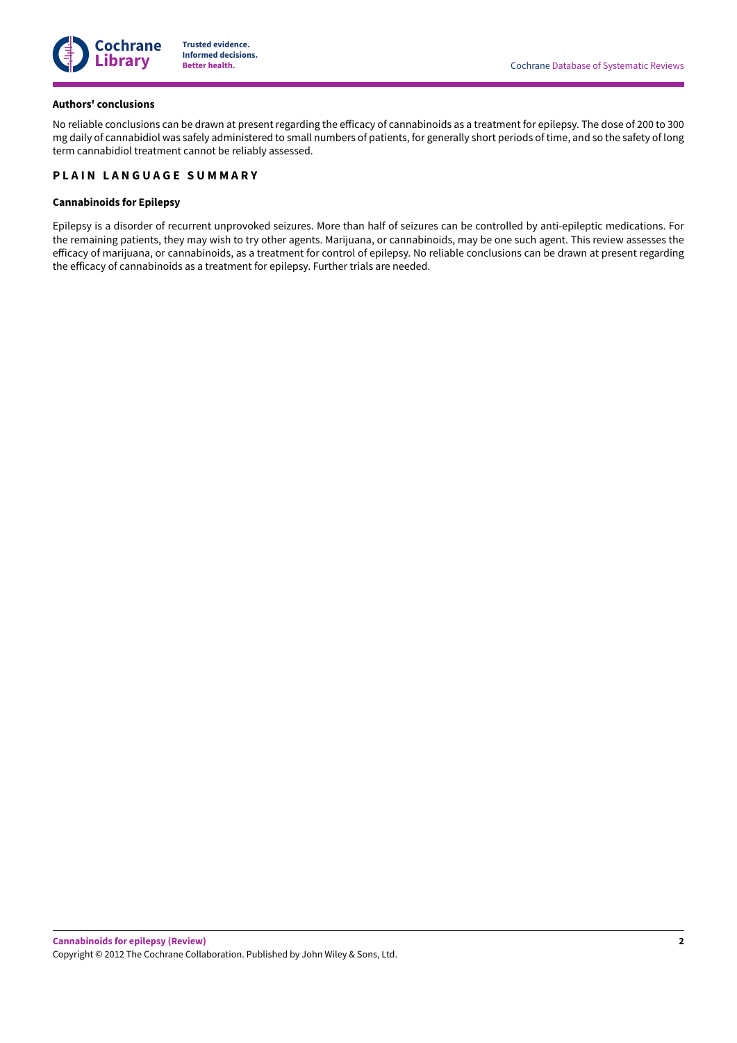**Authors' conclusions**

No reliable conclusions can be drawn at present regarding the efficacy of cannabinoids as a treatment for epilepsy. The dose of 200 to 300 mg daily of cannabidiol was safely administered to small numbers of patients, for generally short periods of time, and so the safety of long term cannabidiol treatment cannot be reliably assessed.

## PLAIN LANGUAGE SUMMARY

### Cannabinoids for Epilepsy

Epilepsy is a disorder of recurrent unprovoked seizures. More than half of seizures can be controlled by anti-epileptic medications. For the remaining patients, they may wish to try other agents. Marijuana, or cannabinoids, may be one such agent. This review assesses the efficacy of marijuana, or cannabinoids, as a treatment for control of epilepsy. No reliable conclusions can be drawn at present regarding the efficacy of cannabinoids as a treatment for epilepsy. Further trials are needed.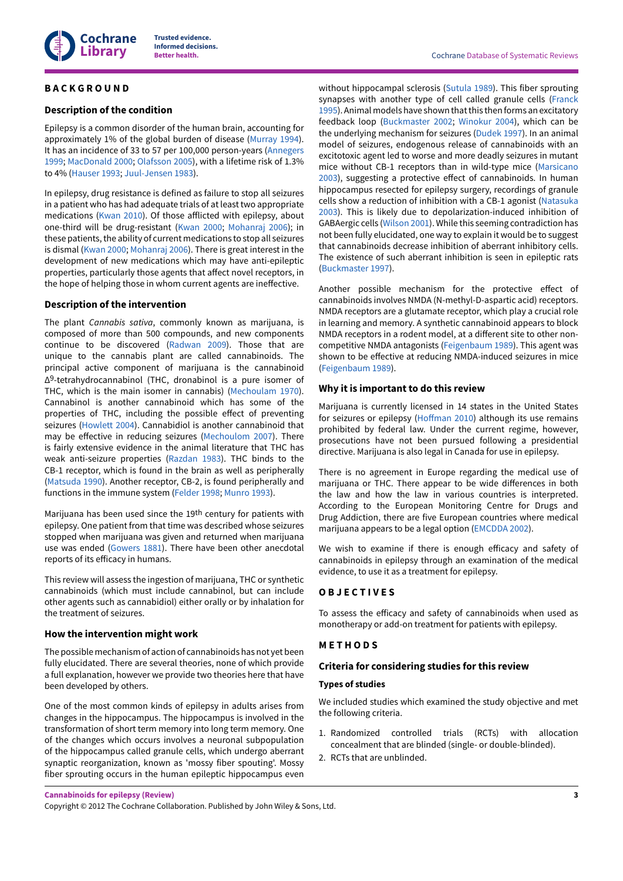# BACKGROUND

## Description of the condition

Epilepsy is a common disorder of the human brain, accounting for approximately 1% of the global burden of disease (Murray 1994). It has an incidence of 33 to 57 per 100,000 person-years (Annegers 1999; MacDonald 2000; Olafsson 2005), with a lifetime risk of 1.3% to 4% (Hauser 1993; Juul-Jensen 1983).

In epilepsy, drug resistance is defined as failure to stop all seizures in a patient who has had adequate trials of at least two appropriate medications (Kwan 2010). Of those afflicted with epilepsy, about one-third will be drug-resistant (Kwan 2000; Mohanraj 2006); in these patients, the ability of current medications to stop all seizures is dismal (Kwan 2000; Mohanraj 2006). There is great interest in the development of new medications which may have anti-epileptic properties, particularly those agents that affect novel receptors, in the hope of helping those in whom current agents are ineffective.

## Description of the intervention

The plant *Cannabis sativa*, commonly known as marijuana, is composed of more than 500 compounds, and new components continue to be discovered (Radwan 2009). Those that are unique to the cannabis plant are called cannabinoids. The principal active component of marijuana is the cannabinoid $\Delta^9$-tetrahydrocannabinol (THC, dronabinol is a pure isomer of THC, which is the main isomer in cannabis) (Mechoulam 1970). Cannabinol is another cannabinoid which has some of the properties of THC, including the possible effect of preventing seizures (Howlett 2004). Cannabidiol is another cannabinoid that may be effective in reducing seizures (Mechoulom 2007). There is fairly extensive evidence in the animal literature that THC has weak anti-seizure properties (Razdan 1983). THC binds to the CB-1 receptor, which is found in the brain as well as peripherally (Matsuda 1990). Another receptor, CB-2, is found peripherally and functions in the immune system (Felder 1998; Munro 1993).

Marijuana has been used since the 19th century for patients with epilepsy. One patient from that time was described whose seizures stopped when marijuana was given and returned when marijuana use was ended (Gowers 1881). There have been other anecdotal reports of its efficacy in humans.

This review will assess the ingestion of marijuana, THC or synthetic cannabinoids (which must include cannabinol, but can include other agents such as cannabidiol) either orally or by inhalation for the treatment of seizures.

## How the intervention might work

The possible mechanism of action of cannabinoids has not yet been fully elucidated. There are several theories, none of which provide a full explanation, however we provide two theories here that have been developed by others.

One of the most common kinds of epilepsy in adults arises from changes in the hippocampus. The hippocampus is involved in the transformation of short term memory into long term memory. One of the changes which occurs involves a neuronal subpopulation of the hippocampus called granule cells, which undergo aberrant synaptic reorganization, known as 'mossy fiber spouting'. Mossy fiber sprouting occurs in the human epileptic hippocampus even without hippocampal sclerosis (Sutula 1989). This fiber sprouting synapses with another type of cell called granule cells (Franck 1995). Animal models have shown that this then forms an excitatory feedback loop (Buckmaster 2002; Winokur 2004), which can be the underlying mechanism for seizures (Dudek 1997). In an animal model of seizures, endogenous release of cannabinoids with an excitotoxic agent led to worse and more deadly seizures in mutant mice without CB-1 receptors than in wild-type mice (Marsicano 2003), suggesting a protective effect of cannabinoids. In human hippocampus resected for epilepsy surgery, recordings of granule cells show a reduction of inhibition with a CB-1 agonist (Natasuka 2003). This is likely due to depolarization-induced inhibition of GABAergic cells (Wilson 2001). While this seeming contradiction has not been fully elucidated, one way to explain it would be to suggest that cannabinoids decrease inhibition of aberrant inhibitory cells. The existence of such aberrant inhibition is seen in epileptic rats (Buckmaster 1997).

Another possible mechanism for the protective effect of cannabinoids involves NMDA (N-methyl-D-aspartic acid) receptors. NMDA receptors are a glutamate receptor, which play a crucial role in learning and memory. A synthetic cannabinoid appears to block NMDA receptors in a rodent model, at a different site to other non-competitive NMDA antagonists (Feigenbaum 1989). This agent was shown to be effective at reducing NMDA-induced seizures in mice (Feigenbaum 1989).

## Why it is important to do this review

Marijuana is currently licensed in 14 states in the United States for seizures or epilepsy (Hoffman 2010) although its use remains prohibited by federal law. Under the current regime, however, prosecutions have not been pursued following a presidential directive. Marijuana is also legal in Canada for use in epilepsy.

There is no agreement in Europe regarding the medical use of marijuana or THC. There appear to be wide differences in both the law and how the law in various countries is interpreted. According to the European Monitoring Centre for Drugs and Drug Addiction, there are five European countries where medical marijuana appears to be a legal option (EMCDDA 2002).

We wish to examine if there is enough efficacy and safety of cannabinoids in epilepsy through an examination of the medical evidence, to use it as a treatment for epilepsy.

# OBJECTIVES

To assess the efficacy and safety of cannabinoids when used as monotherapy or add-on treatment for patients with epilepsy.

# METHODS

## Criteria for considering studies for this review

### Types of studies

We included studies which examined the study objective and met the following criteria.

1. Randomized controlled trials (RCTs) with allocation concealment that are blinded (single- or double-blinded).
2. RCTs that are unblinded.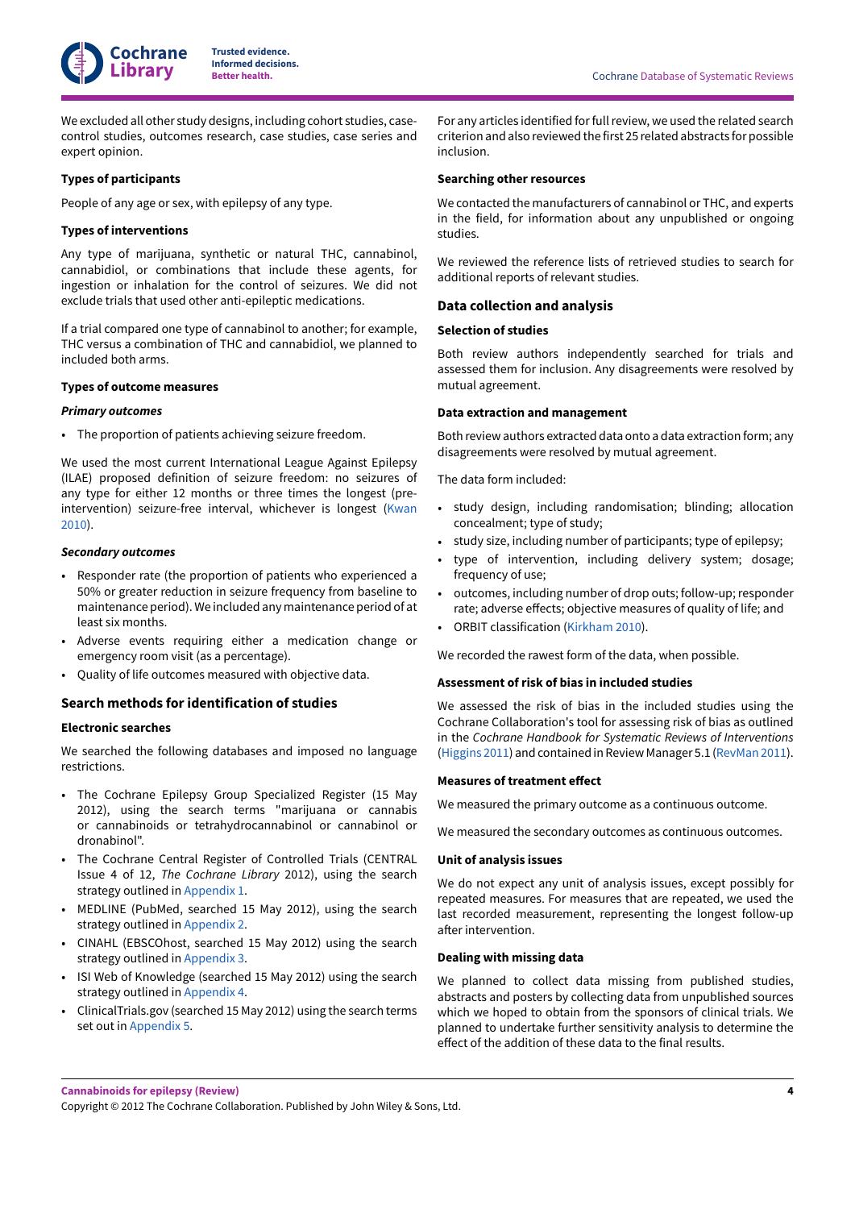We excluded all other study designs, including cohort studies, case-control studies, outcomes research, case studies, case series and expert opinion.

### Types of participants

People of any age or sex, with epilepsy of any type.

### Types of interventions

Any type of marijuana, synthetic or natural THC, cannabinol, cannabidiol, or combinations that include these agents, for ingestion or inhalation for the control of seizures. We did not exclude trials that used other anti-epileptic medications.

If a trial compared one type of cannabinol to another; for example, THC versus a combination of THC and cannabidiol, we planned to included both arms.

### Types of outcome measures

#### *Primary outcomes*

- The proportion of patients achieving seizure freedom.

We used the most current International League Against Epilepsy (ILAE) proposed definition of seizure freedom: no seizures of any type for either 12 months or three times the longest (pre-intervention) seizure-free interval, whichever is longest (Kwan 2010).

#### *Secondary outcomes*

- Responder rate (the proportion of patients who experienced a 50% or greater reduction in seizure frequency from baseline to maintenance period). We included any maintenance period of at least six months.
- Adverse events requiring either a medication change or emergency room visit (as a percentage).
- Quality of life outcomes measured with objective data.

## Search methods for identification of studies

### Electronic searches

We searched the following databases and imposed no language restrictions.

- The Cochrane Epilepsy Group Specialized Register (15 May 2012), using the search terms "marijuana or cannabis or cannabinoids or tetrahydrocannabinol or cannabinol or dronabinol".
- The Cochrane Central Register of Controlled Trials (CENTRAL Issue 4 of 12, *The Cochrane Library* 2012), using the search strategy outlined in Appendix 1.
- MEDLINE (PubMed, searched 15 May 2012), using the search strategy outlined in Appendix 2.
- CINAHL (EBSCOhost, searched 15 May 2012) using the search strategy outlined in Appendix 3.
- ISI Web of Knowledge (searched 15 May 2012) using the search strategy outlined in Appendix 4.
- ClinicalTrials.gov (searched 15 May 2012) using the search terms set out in Appendix 5.

For any articles identified for full review, we used the related search criterion and also reviewed the first 25 related abstracts for possible inclusion.

### Searching other resources

We contacted the manufacturers of cannabinol or THC, and experts in the field, for information about any unpublished or ongoing studies.

We reviewed the reference lists of retrieved studies to search for additional reports of relevant studies.

## Data collection and analysis

### Selection of studies

Both review authors independently searched for trials and assessed them for inclusion. Any disagreements were resolved by mutual agreement.

### Data extraction and management

Both review authors extracted data onto a data extraction form; any disagreements were resolved by mutual agreement.

The data form included:

- study design, including randomisation; blinding; allocation concealment; type of study;
- study size, including number of participants; type of epilepsy;
- type of intervention, including delivery system; dosage; frequency of use;
- outcomes, including number of drop outs; follow-up; responder rate; adverse effects; objective measures of quality of life; and
- ORBIT classification (Kirkham 2010).

We recorded the rawest form of the data, when possible.

### Assessment of risk of bias in included studies

We assessed the risk of bias in the included studies using the Cochrane Collaboration's tool for assessing risk of bias as outlined in the *Cochrane Handbook for Systematic Reviews of Interventions* (Higgins 2011) and contained in Review Manager 5.1 (RevMan 2011).

### Measures of treatment effect

We measured the primary outcome as a continuous outcome.

We measured the secondary outcomes as continuous outcomes.

### Unit of analysis issues

We do not expect any unit of analysis issues, except possibly for repeated measures. For measures that are repeated, we used the last recorded measurement, representing the longest follow-up after intervention.

### Dealing with missing data

We planned to collect data missing from published studies, abstracts and posters by collecting data from unpublished sources which we hoped to obtain from the sponsors of clinical trials. We planned to undertake further sensitivity analysis to determine the effect of the addition of these data to the final results.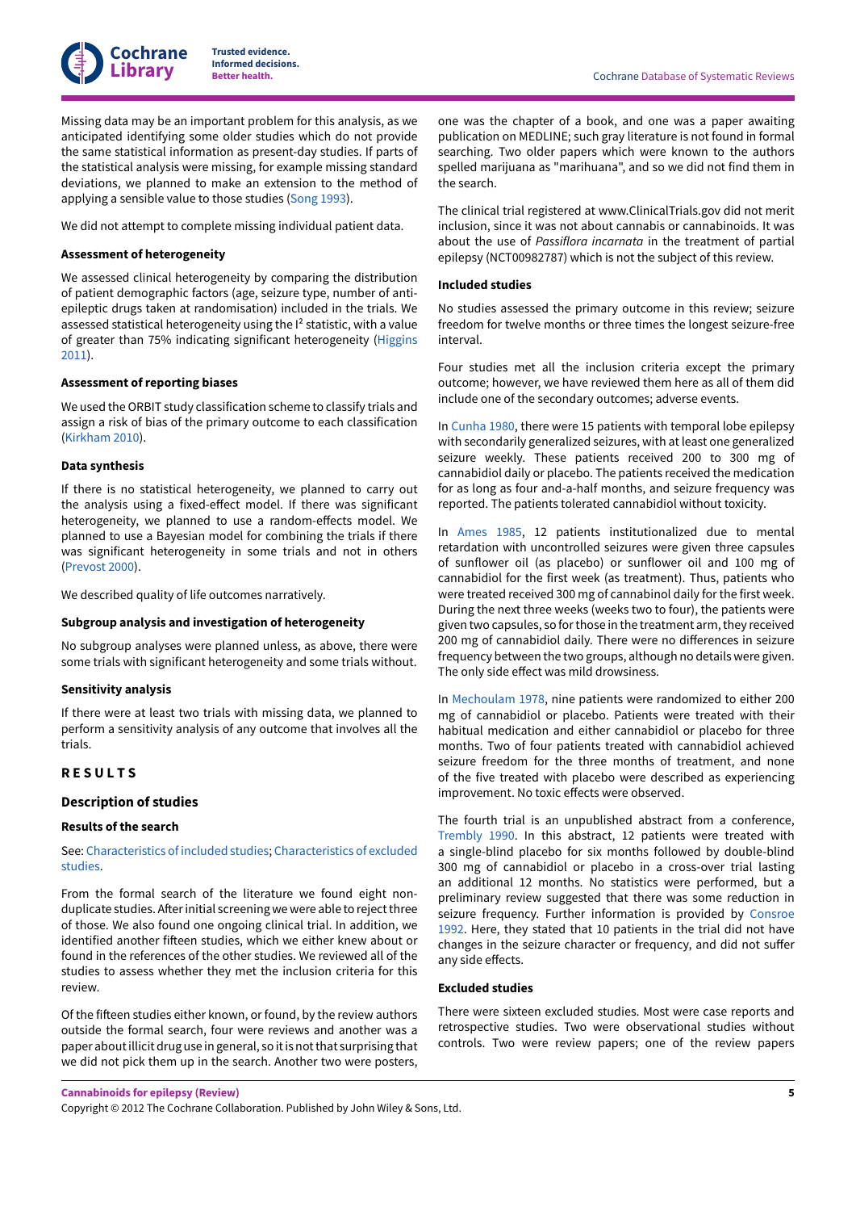Missing data may be an important problem for this analysis, as we anticipated identifying some older studies which do not provide the same statistical information as present-day studies. If parts of the statistical analysis were missing, for example missing standard deviations, we planned to make an extension to the method of applying a sensible value to those studies (Song 1993).

We did not attempt to complete missing individual patient data.

#### Assessment of heterogeneity

We assessed clinical heterogeneity by comparing the distribution of patient demographic factors (age, seizure type, number of anti-epileptic drugs taken at randomisation) included in the trials. We assessed statistical heterogeneity using the $I^2$ statistic, with a value of greater than 75% indicating significant heterogeneity (Higgins 2011).

#### Assessment of reporting biases

We used the ORBIT study classification scheme to classify trials and assign a risk of bias of the primary outcome to each classification (Kirkham 2010).

#### Data synthesis

If there is no statistical heterogeneity, we planned to carry out the analysis using a fixed-effect model. If there was significant heterogeneity, we planned to use a random-effects model. We planned to use a Bayesian model for combining the trials if there was significant heterogeneity in some trials and not in others (Prevost 2000).

We described quality of life outcomes narratively.

#### Subgroup analysis and investigation of heterogeneity

No subgroup analyses were planned unless, as above, there were some trials with significant heterogeneity and some trials without.

#### Sensitivity analysis

If there were at least two trials with missing data, we planned to perform a sensitivity analysis of any outcome that involves all the trials.

# RESULTS

## Description of studies

#### Results of the search

See: Characteristics of included studies; Characteristics of excluded studies.

From the formal search of the literature we found eight non-duplicate studies. After initial screening we were able to reject three of those. We also found one ongoing clinical trial. In addition, we identified another fifteen studies, which we either knew about or found in the references of the other studies. We reviewed all of the studies to assess whether they met the inclusion criteria for this review.

Of the fifteen studies either known, or found, by the review authors outside the formal search, four were reviews and another was a paper about illicit drug use in general, so it is not that surprising that we did not pick them up in the search. Another two were posters, one was the chapter of a book, and one was a paper awaiting publication on MEDLINE; such gray literature is not found in formal searching. Two older papers which were known to the authors spelled marijuana as "marihuana", and so we did not find them in the search.

The clinical trial registered at www.ClinicalTrials.gov did not merit inclusion, since it was not about cannabis or cannabinoids. It was about the use of *Passiflora incarnata* in the treatment of partial epilepsy (NCT00982787) which is not the subject of this review.

#### Included studies

No studies assessed the primary outcome in this review; seizure freedom for twelve months or three times the longest seizure-free interval.

Four studies met all the inclusion criteria except the primary outcome; however, we have reviewed them here as all of them did include one of the secondary outcomes; adverse events.

In Cunha 1980, there were 15 patients with temporal lobe epilepsy with secondarily generalized seizures, with at least one generalized seizure weekly. These patients received 200 to 300 mg of cannabidiol daily or placebo. The patients received the medication for as long as four and-a-half months, and seizure frequency was reported. The patients tolerated cannabidiol without toxicity.

In Ames 1985, 12 patients institutionalized due to mental retardation with uncontrolled seizures were given three capsules of sunflower oil (as placebo) or sunflower oil and 100 mg of cannabidiol for the first week (as treatment). Thus, patients who were treated received 300 mg of cannabinol daily for the first week. During the next three weeks (weeks two to four), the patients were given two capsules, so for those in the treatment arm, they received 200 mg of cannabidiol daily. There were no differences in seizure frequency between the two groups, although no details were given. The only side effect was mild drowsiness.

In Mechoulam 1978, nine patients were randomized to either 200 mg of cannabidiol or placebo. Patients were treated with their habitual medication and either cannabidiol or placebo for three months. Two of four patients treated with cannabidiol achieved seizure freedom for the three months of treatment, and none of the five treated with placebo were described as experiencing improvement. No toxic effects were observed.

The fourth trial is an unpublished abstract from a conference, Trembly 1990. In this abstract, 12 patients were treated with a single-blind placebo for six months followed by double-blind 300 mg of cannabidiol or placebo in a cross-over trial lasting an additional 12 months. No statistics were performed, but a preliminary review suggested that there was some reduction in seizure frequency. Further information is provided by Consroe 1992. Here, they stated that 10 patients in the trial did not have changes in the seizure character or frequency, and did not suffer any side effects.

#### Excluded studies

There were sixteen excluded studies. Most were case reports and retrospective studies. Two were observational studies without controls. Two were review papers; one of the review papers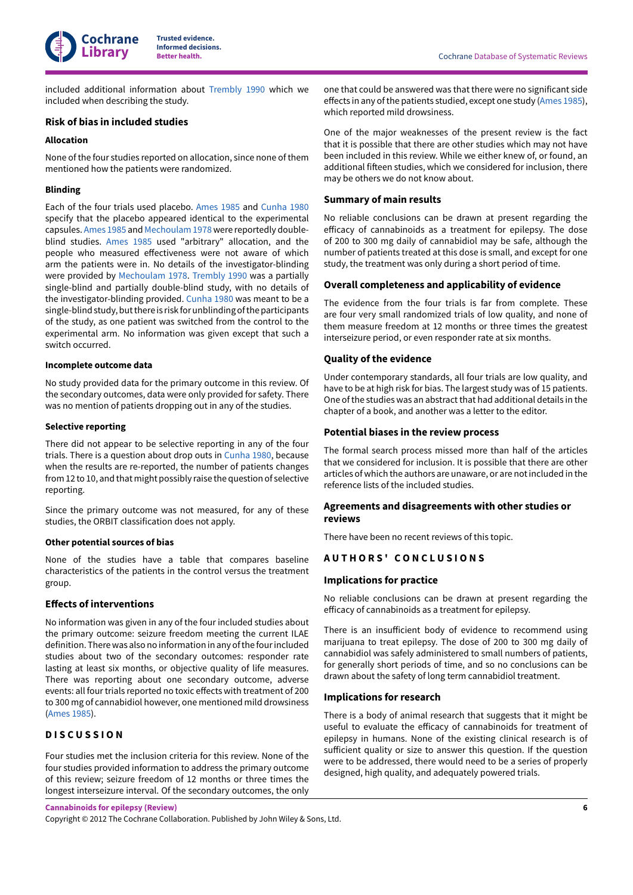included additional information about Trembly 1990 which we included when describing the study.

## Risk of bias in included studies

### Allocation

None of the four studies reported on allocation, since none of them mentioned how the patients were randomized.

### Blinding

Each of the four trials used placebo. Ames 1985 and Cunha 1980 specify that the placebo appeared identical to the experimental capsules. Ames 1985 and Mechoulam 1978 were reportedly double-blind studies. Ames 1985 used "arbitrary" allocation, and the people who measured effectiveness were not aware of which arm the patients were in. No details of the investigator-blinding were provided by Mechoulam 1978. Trembly 1990 was a partially single-blind and partially double-blind study, with no details of the investigator-blinding provided. Cunha 1980 was meant to be a single-blind study, but there is risk for unblinding of the participants of the study, as one patient was switched from the control to the experimental arm. No information was given except that such a switch occurred.

### Incomplete outcome data

No study provided data for the primary outcome in this review. Of the secondary outcomes, data were only provided for safety. There was no mention of patients dropping out in any of the studies.

### Selective reporting

There did not appear to be selective reporting in any of the four trials. There is a question about drop outs in Cunha 1980, because when the results are re-reported, the number of patients changes from 12 to 10, and that might possibly raise the question of selective reporting.

Since the primary outcome was not measured, for any of these studies, the ORBIT classification does not apply.

### Other potential sources of bias

None of the studies have a table that compares baseline characteristics of the patients in the control versus the treatment group.

## Effects of interventions

No information was given in any of the four included studies about the primary outcome: seizure freedom meeting the current ILAE definition. There was also no information in any of the four included studies about two of the secondary outcomes: responder rate lasting at least six months, or objective quality of life measures. There was reporting about one secondary outcome, adverse events: all four trials reported no toxic effects with treatment of 200 to 300 mg of cannabidiol however, one mentioned mild drowsiness (Ames 1985).

# DISCUSSION

Four studies met the inclusion criteria for this review. None of the four studies provided information to address the primary outcome of this review; seizure freedom of 12 months or three times the longest interseizure interval. Of the secondary outcomes, the only one that could be answered was that there were no significant side effects in any of the patients studied, except one study (Ames 1985), which reported mild drowsiness.

One of the major weaknesses of the present review is the fact that it is possible that there are other studies which may not have been included in this review. While we either knew of, or found, an additional fifteen studies, which we considered for inclusion, there may be others we do not know about.

## Summary of main results

No reliable conclusions can be drawn at present regarding the efficacy of cannabinoids as a treatment for epilepsy. The dose of 200 to 300 mg daily of cannabidiol may be safe, although the number of patients treated at this dose is small, and except for one study, the treatment was only during a short period of time.

## Overall completeness and applicability of evidence

The evidence from the four trials is far from complete. These are four very small randomized trials of low quality, and none of them measure freedom at 12 months or three times the greatest interseizure period, or even responder rate at six months.

## Quality of the evidence

Under contemporary standards, all four trials are low quality, and have to be at high risk for bias. The largest study was of 15 patients. One of the studies was an abstract that had additional details in the chapter of a book, and another was a letter to the editor.

## Potential biases in the review process

The formal search process missed more than half of the articles that we considered for inclusion. It is possible that there are other articles of which the authors are unaware, or are not included in the reference lists of the included studies.

## Agreements and disagreements with other studies or reviews

There have been no recent reviews of this topic.

# AUTHORS' CONCLUSIONS

## Implications for practice

No reliable conclusions can be drawn at present regarding the efficacy of cannabinoids as a treatment for epilepsy.

There is an insufficient body of evidence to recommend using marijuana to treat epilepsy. The dose of 200 to 300 mg daily of cannabidiol was safely administered to small numbers of patients, for generally short periods of time, and so no conclusions can be drawn about the safety of long term cannabidiol treatment.

## Implications for research

There is a body of animal research that suggests that it might be useful to evaluate the efficacy of cannabinoids for treatment of epilepsy in humans. None of the existing clinical research is of sufficient quality or size to answer this question. If the question were to be addressed, there would need to be a series of properly designed, high quality, and adequately powered trials.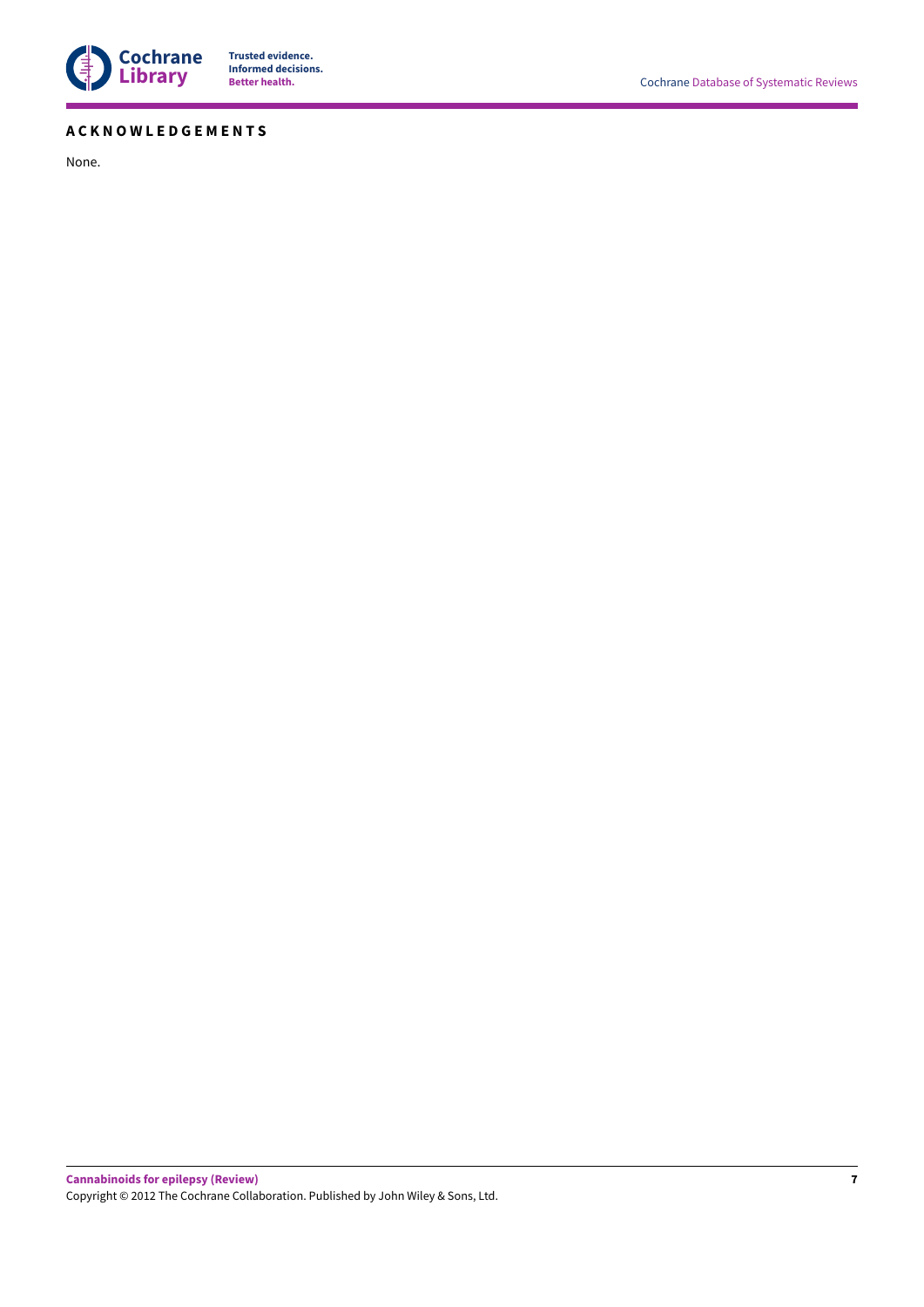## ACKNOWLEDGEMENTS

None.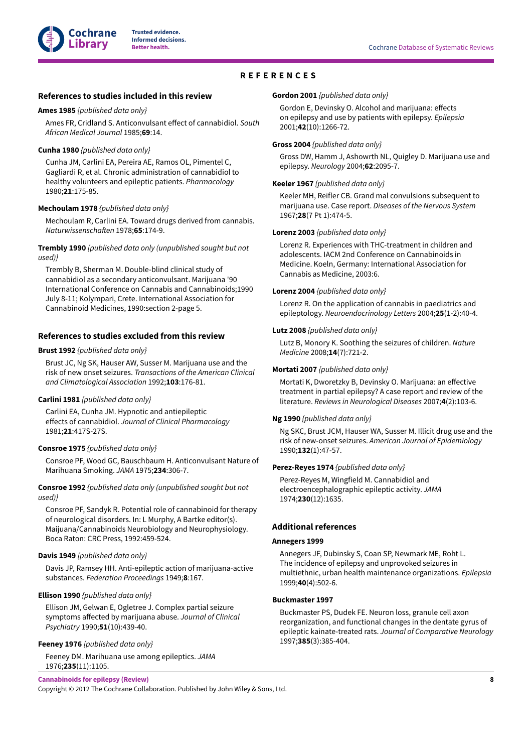# REFERENCES

## References to studies included in this review

**Ames 1985** *{published data only}*

Ames FR, Cridland S. Anticonvulsant effect of cannabidiol. *South African Medical Journal* 1985;**69**:14.

**Cunha 1980** *{published data only}*

Cunha JM, Carlini EA, Pereira AE, Ramos OL, Pimentel C, Gagliardi R, et al. Chronic administration of cannabidiol to healthy volunteers and epileptic patients. *Pharmacology* 1980;**21**:175-85.

**Mechoulam 1978** *{published data only}*

Mechoulam R, Carlini EA. Toward drugs derived from cannabis. *Naturwissenschaften* 1978;**65**:174-9.

**Trembly 1990** *{published data only (unpublished sought but not used)}*

Trembly B, Sherman M. Double-blind clinical study of cannabidiol as a secondary anticonvulsant. Marijuana '90 International Conference on Cannabis and Cannabinoids;1990 July 8-11; Kolympari, Crete. International Association for Cannabinoid Medicines, 1990:section 2-page 5.

## References to studies excluded from this review

**Brust 1992** *{published data only}*

Brust JC, Ng SK, Hauser AW, Susser M. Marijuana use and the risk of new onset seizures. *Transactions of the American Clinical and Climatological Association* 1992;**103**:176-81.

**Carlini 1981** *{published data only}*

Carlini EA, Cunha JM. Hypnotic and antiepileptic effects of cannabidiol. *Journal of Clinical Pharmacology* 1981;**21**:417S-27S.

**Consroe 1975** *{published data only}*

Consroe PF, Wood GC, Bauschbaum H. Anticonvulsant Nature of Marihuana Smoking. *JAMA* 1975;**234**:306-7.

**Consroe 1992** *{published data only (unpublished sought but not used)}*

Consroe PF, Sandyk R. Potential role of cannabinoid for therapy of neurological disorders. In: L Murphy, A Bartke editor(s). Maijuana/Cannabinoids Neurobiology and Neurophysiology. Boca Raton: CRC Press, 1992:459-524.

**Davis 1949** *{published data only}*

Davis JP, Ramsey HH. Anti-epileptic action of marijuana-active substances. *Federation Proceedings* 1949;**8**:167.

**Ellison 1990** *{published data only}*

Ellison JM, Gelwan E, Ogletree J. Complex partial seizure symptoms affected by marijuana abuse. *Journal of Clinical Psychiatry* 1990;**51**(10):439-40.

**Feeney 1976** *{published data only}*

Feeney DM. Marihuana use among epileptics. *JAMA* 1976;**235**(11):1105.

**Gordon 2001** *{published data only}*

Gordon E, Devinsky O. Alcohol and marijuana: effects on epilepsy and use by patients with epilepsy. *Epilepsia* 2001;**42**(10):1266-72.

**Gross 2004** *{published data only}*

Gross DW, Hamm J, Ashowrth NL, Quigley D. Marijuana use and epilepsy. *Neurology* 2004;**62**:2095-7.

**Keeler 1967** *{published data only}*

Keeler MH, Reifler CB. Grand mal convulsions subsequent to marijuana use. Case report. *Diseases of the Nervous System* 1967;**28**(7 Pt 1):474-5.

**Lorenz 2003** *{published data only}*

Lorenz R. Experiences with THC-treatment in children and adolescents. IACM 2nd Conference on Cannabinoids in Medicine. Koeln, Germany: International Association for Cannabis as Medicine, 2003:6.

**Lorenz 2004** *{published data only}*

Lorenz R. On the application of cannabis in paediatrics and epileptology. *Neuroendocrinology Letters* 2004;**25**(1-2):40-4.

**Lutz 2008** *{published data only}*

Lutz B, Monory K. Soothing the seizures of children. *Nature Medicine* 2008;**14**(7):721-2.

**Mortati 2007** *{published data only}*

Mortati K, Dworetzky B, Devinsky O. Marijuana: an effective treatment in partial epilepsy? A case report and review of the literature. *Reviews in Neurological Diseases* 2007;**4**(2):103-6.

**Ng 1990** *{published data only}*

Ng SKC, Brust JCM, Hauser WA, Susser M. Illicit drug use and the risk of new-onset seizures. *American Journal of Epidemiology* 1990;**132**(1):47-57.

**Perez-Reyes 1974** *{published data only}*

Perez-Reyes M, Wingfield M. Cannabidiol and electroencephalographic epileptic activity. *JAMA* 1974;**230**(12):1635.

## Additional references

**Annegers 1999**

Annegers JF, Dubinsky S, Coan SP, Newmark ME, Roht L. The incidence of epilepsy and unprovoked seizures in multiethnic, urban health maintenance organizations. *Epilepsia* 1999;**40**(4):502-6.

**Buckmaster 1997**

Buckmaster PS, Dudek FE. Neuron loss, granule cell axon reorganization, and functional changes in the dentate gyrus of epileptic kainate-treated rats. *Journal of Comparative Neurology* 1997;**385**(3):385-404.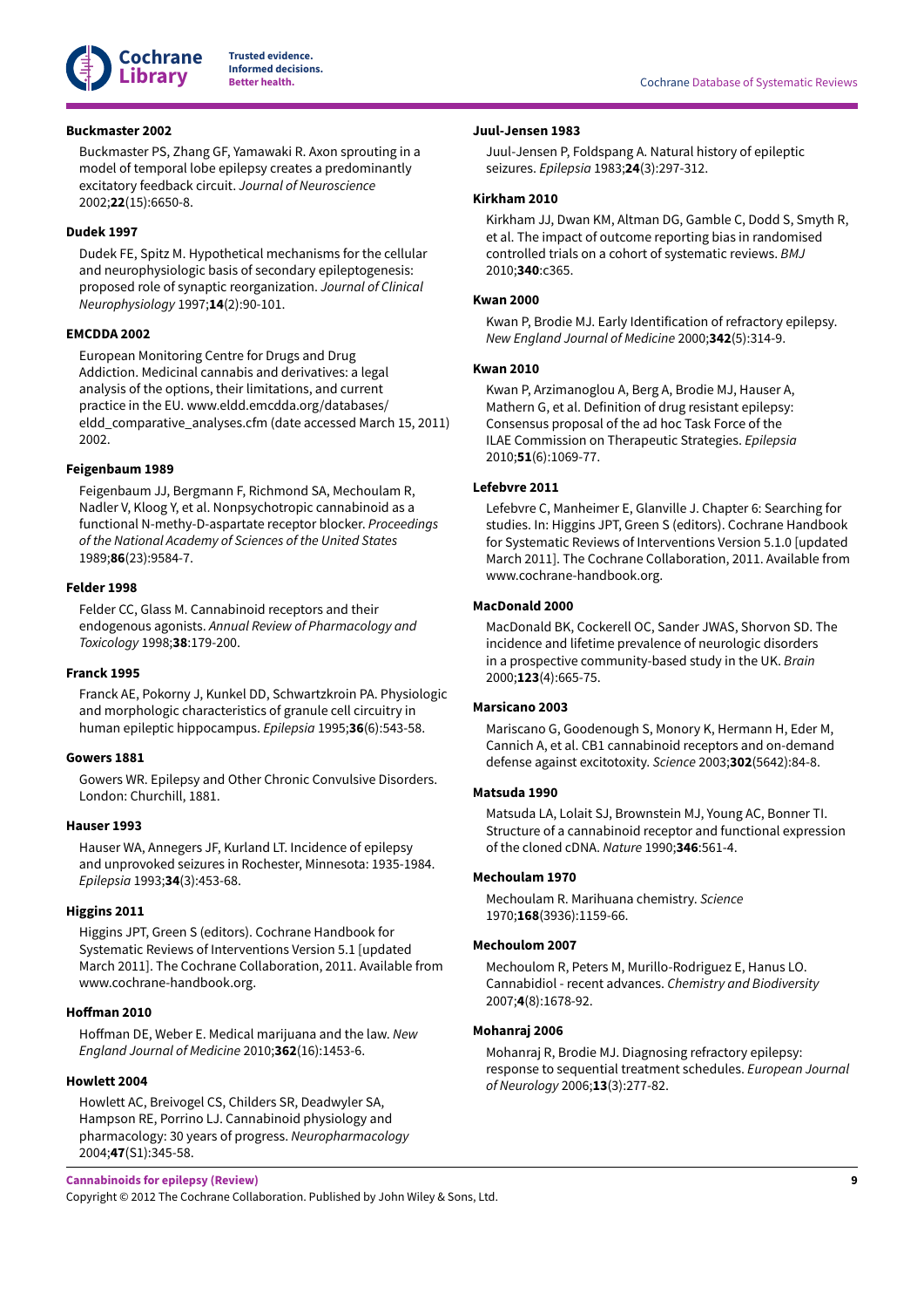**Buckmaster 2002**

Buckmaster PS, Zhang GF, Yamawaki R. Axon sprouting in a model of temporal lobe epilepsy creates a predominantly excitatory feedback circuit. *Journal of Neuroscience* 2002;**22**(15):6650-8.

**Dudek 1997**

Dudek FE, Spitz M. Hypothetical mechanisms for the cellular and neurophysiologic basis of secondary epileptogenesis: proposed role of synaptic reorganization. *Journal of Clinical Neurophysiology* 1997;**14**(2):90-101.

**EMCDDA 2002**

European Monitoring Centre for Drugs and Drug Addiction. Medicinal cannabis and derivatives: a legal analysis of the options, their limitations, and current practice in the EU. www.eldd.emcdda.org/databases/eldd_comparative_analyses.cfm (date accessed March 15, 2011) 2002.

**Feigenbaum 1989**

Feigenbaum JJ, Bergmann F, Richmond SA, Mechoulam R, Nadler V, Kloog Y, et al. Nonpsychotropic cannabinoid as a functional N-methy-D-aspartate receptor blocker. *Proceedings of the National Academy of Sciences of the United States* 1989;**86**(23):9584-7.

**Felder 1998**

Felder CC, Glass M. Cannabinoid receptors and their endogenous agonists. *Annual Review of Pharmacology and Toxicology* 1998;**38**:179-200.

**Franck 1995**

Franck AE, Pokorny J, Kunkel DD, Schwartzkroin PA. Physiologic and morphologic characteristics of granule cell circuitry in human epileptic hippocampus. *Epilepsia* 1995;**36**(6):543-58.

**Gowers 1881**

Gowers WR. Epilepsy and Other Chronic Convulsive Disorders. London: Churchill, 1881.

**Hauser 1993**

Hauser WA, Annegers JF, Kurland LT. Incidence of epilepsy and unprovoked seizures in Rochester, Minnesota: 1935-1984. *Epilepsia* 1993;**34**(3):453-68.

**Higgins 2011**

Higgins JPT, Green S (editors). Cochrane Handbook for Systematic Reviews of Interventions Version 5.1 [updated March 2011]. The Cochrane Collaboration, 2011. Available from www.cochrane-handbook.org.

**Hoffman 2010**

Hoffman DE, Weber E. Medical marijuana and the law. *New England Journal of Medicine* 2010;**362**(16):1453-6.

**Howlett 2004**

Howlett AC, Breivogel CS, Childers SR, Deadwyler SA, Hampson RE, Porrino LJ. Cannabinoid physiology and pharmacology: 30 years of progress. *Neuropharmacology* 2004;**47**(S1):345-58.

**Juul-Jensen 1983**

Juul-Jensen P, Foldspang A. Natural history of epileptic seizures. *Epilepsia* 1983;**24**(3):297-312.

**Kirkham 2010**

Kirkham JJ, Dwan KM, Altman DG, Gamble C, Dodd S, Smyth R, et al. The impact of outcome reporting bias in randomised controlled trials on a cohort of systematic reviews. *BMJ* 2010;**340**:c365.

**Kwan 2000**

Kwan P, Brodie MJ. Early Identification of refractory epilepsy. *New England Journal of Medicine* 2000;**342**(5):314-9.

**Kwan 2010**

Kwan P, Arzimanoglou A, Berg A, Brodie MJ, Hauser A, Mathern G, et al. Definition of drug resistant epilepsy: Consensus proposal of the ad hoc Task Force of the ILAE Commission on Therapeutic Strategies. *Epilepsia* 2010;**51**(6):1069-77.

**Lefebvre 2011**

Lefebvre C, Manheimer E, Glanville J. Chapter 6: Searching for studies. In: Higgins JPT, Green S (editors). Cochrane Handbook for Systematic Reviews of Interventions Version 5.1.0 [updated March 2011]. The Cochrane Collaboration, 2011. Available from www.cochrane-handbook.org.

**MacDonald 2000**

MacDonald BK, Cockerell OC, Sander JWAS, Shorvon SD. The incidence and lifetime prevalence of neurologic disorders in a prospective community-based study in the UK. *Brain* 2000;**123**(4):665-75.

**Marsicano 2003**

Mariscano G, Goodenough S, Monory K, Hermann H, Eder M, Cannich A, et al. CB1 cannabinoid receptors and on-demand defense against excitotoxity. *Science* 2003;**302**(5642):84-8.

**Matsuda 1990**

Matsuda LA, Lolait SJ, Brownstein MJ, Young AC, Bonner TI. Structure of a cannabinoid receptor and functional expression of the cloned cDNA. *Nature* 1990;**346**:561-4.

**Mechoulam 1970**

Mechoulam R. Marihuana chemistry. *Science* 1970;**168**(3936):1159-66.

**Mechoulom 2007**

Mechoulom R, Peters M, Murillo-Rodriguez E, Hanus LO. Cannabidiol - recent advances. *Chemistry and Biodiversity* 2007;**4**(8):1678-92.

**Mohanraj 2006**

Mohanraj R, Brodie MJ. Diagnosing refractory epilepsy: response to sequential treatment schedules. *European Journal of Neurology* 2006;**13**(3):277-82.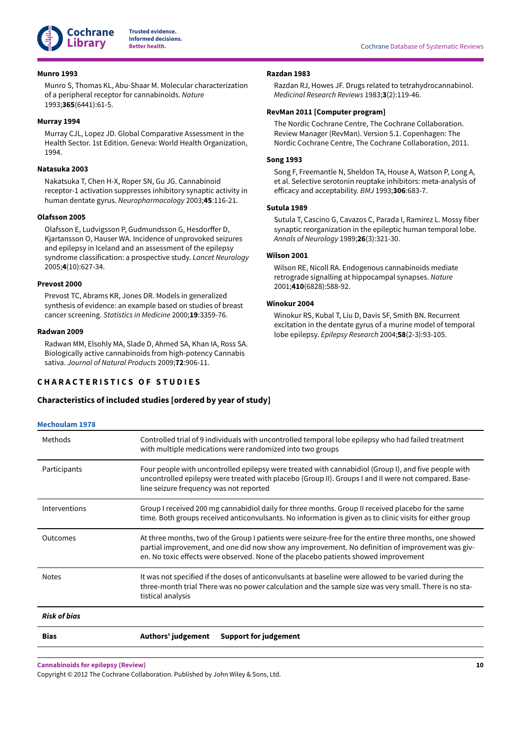**Munro 1993**

Munro S, Thomas KL, Abu-Shaar M. Molecular characterization of a peripheral receptor for cannabinoids. *Nature* 1993;**365**(6441):61-5.

**Murray 1994**

Murray CJL, Lopez JD. Global Comparative Assessment in the Health Sector. 1st Edition. Geneva: World Health Organization, 1994.

**Natasuka 2003**

Nakatsuka T, Chen H-X, Roper SN, Gu JG. Cannabinoid receptor-1 activation suppresses inhibitory synaptic activity in human dentate gyrus. *Neuropharmacology* 2003;**45**:116-21.

**Olafsson 2005**

Olafsson E, Ludvigsson P, Gudmundsson G, Hesdorffer D, Kjartansson O, Hauser WA. Incidence of unprovoked seizures and epilepsy in Iceland and an assessment of the epilepsy syndrome classification: a prospective study. *Lancet Neurology* 2005;**4**(10):627-34.

**Prevost 2000**

Prevost TC, Abrams KR, Jones DR. Models in generalized synthesis of evidence: an example based on studies of breast cancer screening. *Statistics in Medicine* 2000;**19**:3359-76.

**Radwan 2009**

Radwan MM, Elsohly MA, Slade D, Ahmed SA, Khan IA, Ross SA. Biologically active cannabinoids from high-potency Cannabis sativa. *Journal of Natural Products* 2009;**72**:906-11.

**Razdan 1983**

Razdan RJ, Howes JF. Drugs related to tetrahydrocannabinol. *Medicinal Research Reviews* 1983;**3**(2):119-46.

**RevMan 2011 [Computer program]**

The Nordic Cochrane Centre, The Cochrane Collaboration. Review Manager (RevMan). Version 5.1. Copenhagen: The Nordic Cochrane Centre, The Cochrane Collaboration, 2011.

**Song 1993**

Song F, Freemantle N, Sheldon TA, House A, Watson P, Long A, et al. Selective serotonin reuptake inhibitors: meta-analysis of efficacy and acceptability. *BMJ* 1993;**306**:683-7.

**Sutula 1989**

Sutula T, Cascino G, Cavazos C, Parada I, Ramirez L. Mossy fiber synaptic reorganization in the epileptic human temporal lobe. *Annals of Neurology* 1989;**26**(3):321-30.

**Wilson 2001**

Wilson RE, Nicoll RA. Endogenous cannabinoids mediate retrograde signalling at hippocampal synapses. *Nature* 2001;**410**(6828):588-92.

**Winokur 2004**

Winokur RS, Kubal T, Liu D, Davis SF, Smith BN. Recurrent excitation in the dentate gyrus of a murine model of temporal lobe epilepsy. *Epilepsy Research* 2004;**58**(2-3):93-105.

# CHARACTERISTICS OF STUDIES

## Characteristics of included studies [ordered by year of study]

**Mechoulam 1978**

| | |
|---|---|
| Methods | Controlled trial of 9 individuals with uncontrolled temporal lobe epilepsy who had failed treatment with multiple medications were randomized into two groups |
| Participants | Four people with uncontrolled epilepsy were treated with cannabidiol (Group I), and five people with uncontrolled epilepsy were treated with placebo (Group II). Groups I and II were not compared. Baseline seizure frequency was not reported |
| Interventions | Group I received 200 mg cannabidiol daily for three months. Group II received placebo for the same time. Both groups received anticonvulsants. No information is given as to clinic visits for either group |
| Outcomes | At three months, two of the Group I patients were seizure-free for the entire three months, one showed partial improvement, and one did now show any improvement. No definition of improvement was given. No toxic effects were observed. None of the placebo patients showed improvement |
| Notes | It was not specified if the doses of anticonvulsants at baseline were allowed to be varied during the three-month trial There was no power calculation and the sample size was very small. There is no statistical analysis |

*Risk of bias*

| Bias | Authors' judgement | Support for judgement |
|---|---|---|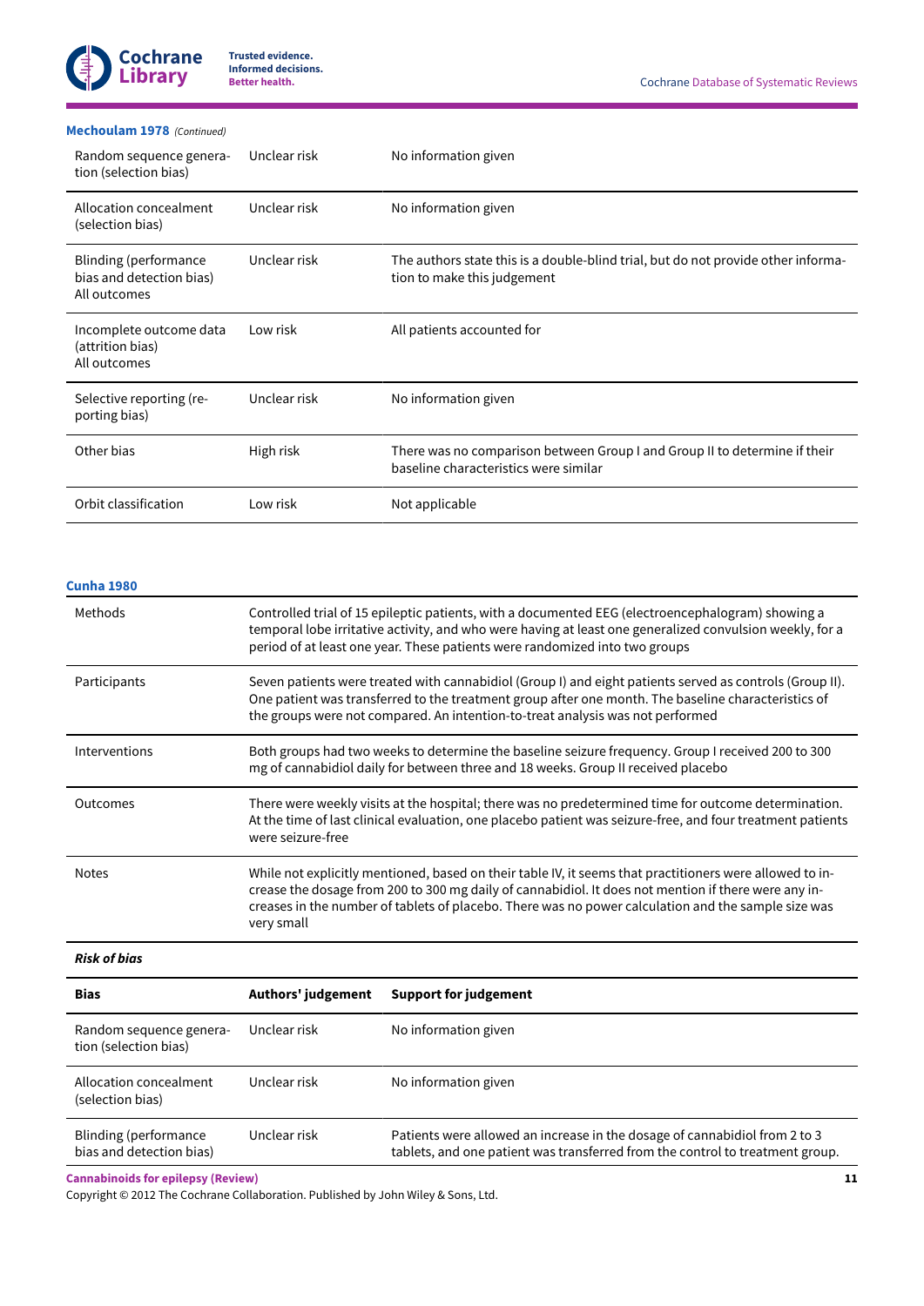**Mechoulam 1978** *(Continued)*

| | | |
|---|---|---|
| Random sequence generation (selection bias) | Unclear risk | No information given |
| Allocation concealment (selection bias) | Unclear risk | No information given |
| Blinding (performance bias and detection bias) All outcomes | Unclear risk | The authors state this is a double-blind trial, but do not provide other information to make this judgement |
| Incomplete outcome data (attrition bias) All outcomes | Low risk | All patients accounted for |
| Selective reporting (reporting bias) | Unclear risk | No information given |
| Other bias | High risk | There was no comparison between Group I and Group II to determine if their baseline characteristics were similar |
| Orbit classification | Low risk | Not applicable |

**Cunha 1980**

| | |
|---|---|
| Methods | Controlled trial of 15 epileptic patients, with a documented EEG (electroencephalogram) showing a temporal lobe irritative activity, and who were having at least one generalized convulsion weekly, for a period of at least one year. These patients were randomized into two groups |
| Participants | Seven patients were treated with cannabidiol (Group I) and eight patients served as controls (Group II). One patient was transferred to the treatment group after one month. The baseline characteristics of the groups were not compared. An intention-to-treat analysis was not performed |
| Interventions | Both groups had two weeks to determine the baseline seizure frequency. Group I received 200 to 300 mg of cannabidiol daily for between three and 18 weeks. Group II received placebo |
| Outcomes | There were weekly visits at the hospital; there was no predetermined time for outcome determination. At the time of last clinical evaluation, one placebo patient was seizure-free, and four treatment patients were seizure-free |
| Notes | While not explicitly mentioned, based on their table IV, it seems that practitioners were allowed to increase the dosage from 200 to 300 mg daily of cannabidiol. It does not mention if there were any increases in the number of tablets of placebo. There was no power calculation and the sample size was very small |

***Risk of bias***

| Bias | Authors' judgement | Support for judgement |
|---|---|---|
| Random sequence generation (selection bias) | Unclear risk | No information given |
| Allocation concealment (selection bias) | Unclear risk | No information given |
| Blinding (performance bias and detection bias) | Unclear risk | Patients were allowed an increase in the dosage of cannabidiol from 2 to 3 tablets, and one patient was transferred from the control to treatment group. |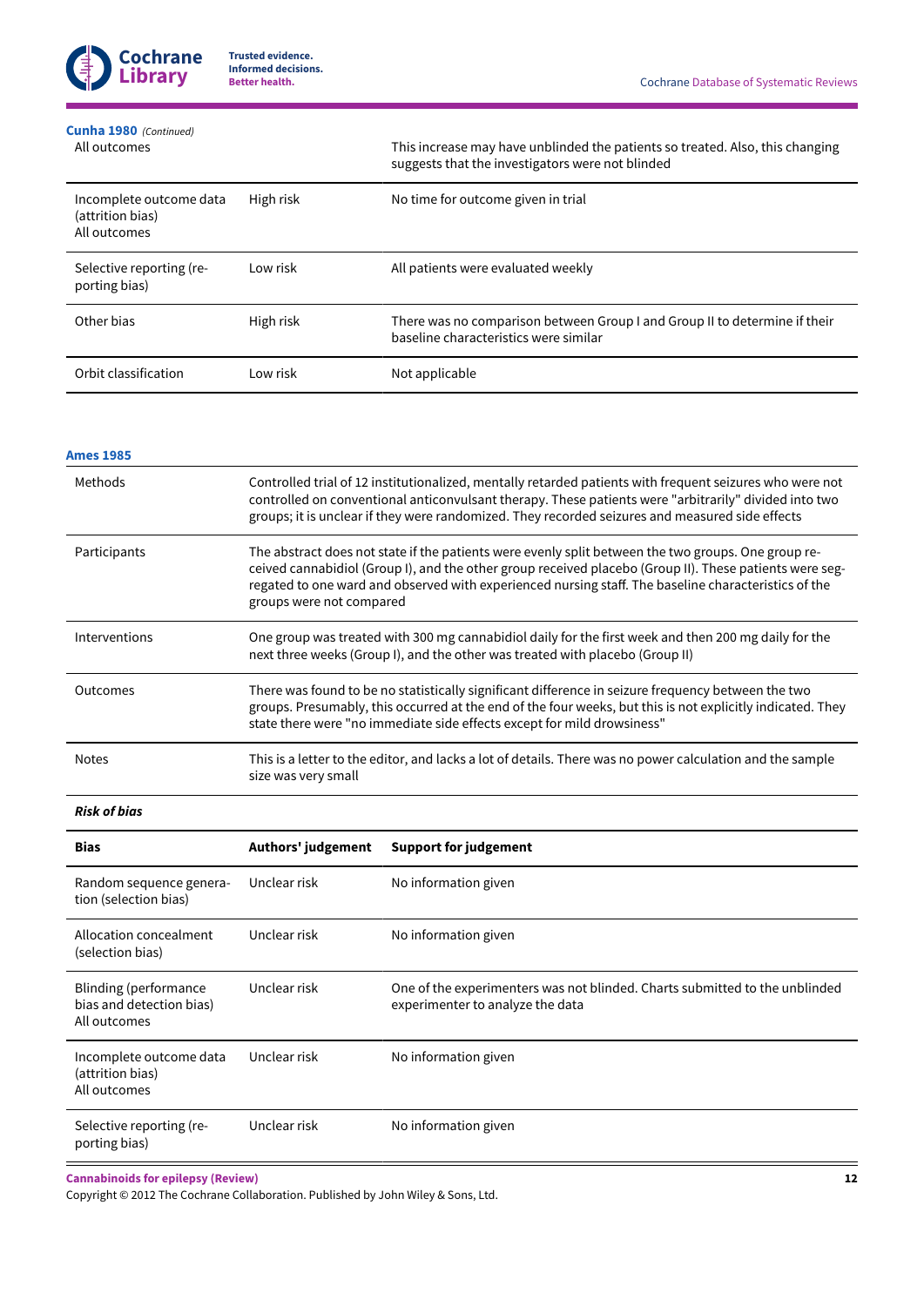**Cunha 1980** *(Continued)*

| | | |
|---|---|---|
| All outcomes | | This increase may have unblinded the patients so treated. Also, this changing suggests that the investigators were not blinded |
| Incomplete outcome data (attrition bias) All outcomes | High risk | No time for outcome given in trial |
| Selective reporting (reporting bias) | Low risk | All patients were evaluated weekly |
| Other bias | High risk | There was no comparison between Group I and Group II to determine if their baseline characteristics were similar |
| Orbit classification | Low risk | Not applicable |

**Ames 1985**

| | |
|---|---|
| Methods | Controlled trial of 12 institutionalized, mentally retarded patients with frequent seizures who were not controlled on conventional anticonvulsant therapy. These patients were "arbitrarily" divided into two groups; it is unclear if they were randomized. They recorded seizures and measured side effects |
| Participants | The abstract does not state if the patients were evenly split between the two groups. One group received cannabidiol (Group I), and the other group received placebo (Group II). These patients were segregated to one ward and observed with experienced nursing staff. The baseline characteristics of the groups were not compared |
| Interventions | One group was treated with 300 mg cannabidiol daily for the first week and then 200 mg daily for the next three weeks (Group I), and the other was treated with placebo (Group II) |
| Outcomes | There was found to be no statistically significant difference in seizure frequency between the two groups. Presumably, this occurred at the end of the four weeks, but this is not explicitly indicated. They state there were "no immediate side effects except for mild drowsiness" |
| Notes | This is a letter to the editor, and lacks a lot of details. There was no power calculation and the sample size was very small |

***Risk of bias***

| Bias | Authors' judgement | Support for judgement |
|---|---|---|
| Random sequence generation (selection bias) | Unclear risk | No information given |
| Allocation concealment (selection bias) | Unclear risk | No information given |
| Blinding (performance bias and detection bias) All outcomes | Unclear risk | One of the experimenters was not blinded. Charts submitted to the unblinded experimenter to analyze the data |
| Incomplete outcome data (attrition bias) All outcomes | Unclear risk | No information given |
| Selective reporting (reporting bias) | Unclear risk | No information given |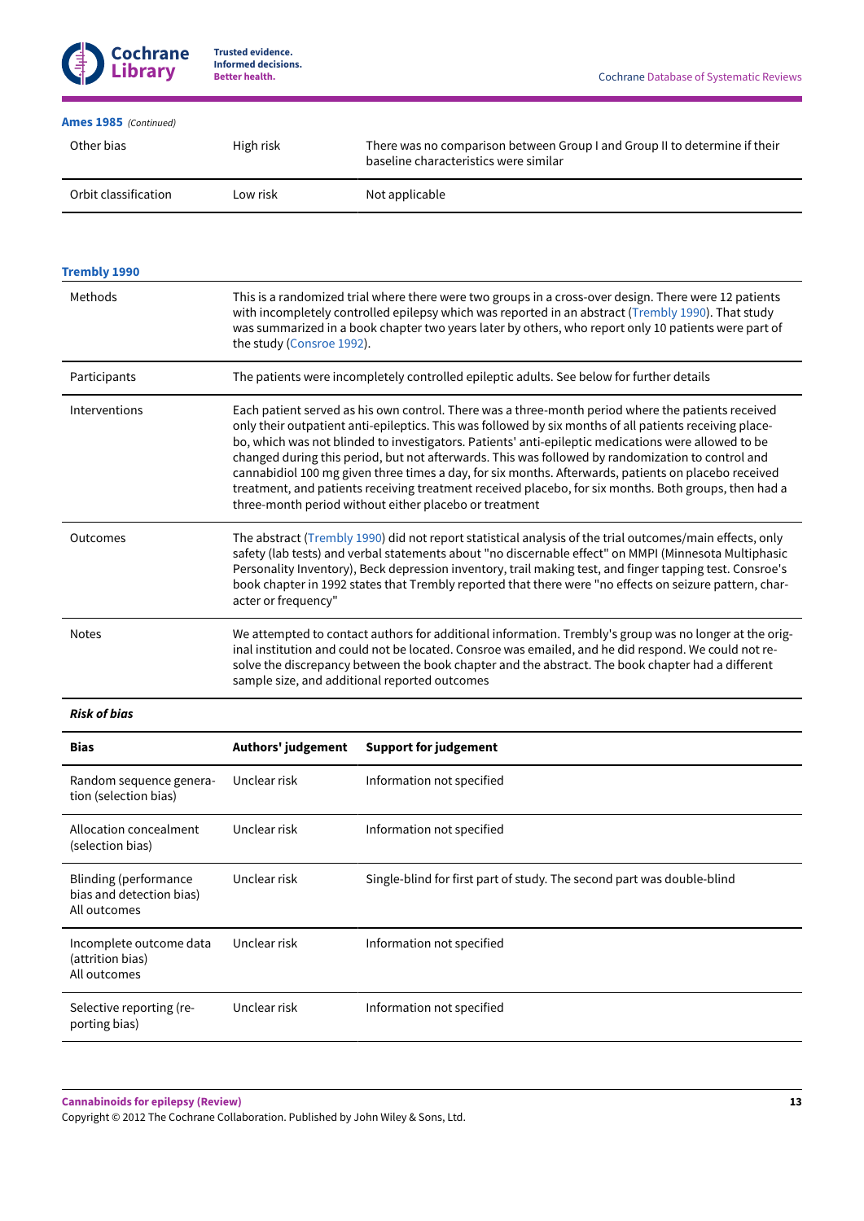**Ames 1985** *(Continued)*

| | | |
|---|---|---|
| Other bias | High risk | There was no comparison between Group I and Group II to determine if their baseline characteristics were similar |
| Orbit classification | Low risk | Not applicable |

**Trembly 1990**

| | |
|---|---|
| Methods | This is a randomized trial where there were two groups in a cross-over design. There were 12 patients with incompletely controlled epilepsy which was reported in an abstract (Trembly 1990). That study was summarized in a book chapter two years later by others, who report only 10 patients were part of the study (Consroe 1992). |
| Participants | The patients were incompletely controlled epileptic adults. See below for further details |
| Interventions | Each patient served as his own control. There was a three-month period where the patients received only their outpatient anti-epileptics. This was followed by six months of all patients receiving placebo, which was not blinded to investigators. Patients' anti-epileptic medications were allowed to be changed during this period, but not afterwards. This was followed by randomization to control and cannabidiol 100 mg given three times a day, for six months. Afterwards, patients on placebo received treatment, and patients receiving treatment received placebo, for six months. Both groups, then had a three-month period without either placebo or treatment |
| Outcomes | The abstract (Trembly 1990) did not report statistical analysis of the trial outcomes/main effects, only safety (lab tests) and verbal statements about "no discernable effect" on MMPI (Minnesota Multiphasic Personality Inventory), Beck depression inventory, trail making test, and finger tapping test. Consroe's book chapter in 1992 states that Trembly reported that there were "no effects on seizure pattern, character or frequency" |
| Notes | We attempted to contact authors for additional information. Trembly's group was no longer at the original institution and could not be located. Consroe was emailed, and he did respond. We could not resolve the discrepancy between the book chapter and the abstract. The book chapter had a different sample size, and additional reported outcomes |

***Risk of bias***

| Bias | Authors' judgement | Support for judgement |
|---|---|---|
| Random sequence generation (selection bias) | Unclear risk | Information not specified |
| Allocation concealment (selection bias) | Unclear risk | Information not specified |
| Blinding (performance bias and detection bias) All outcomes | Unclear risk | Single-blind for first part of study. The second part was double-blind |
| Incomplete outcome data (attrition bias) All outcomes | Unclear risk | Information not specified |
| Selective reporting (reporting bias) | Unclear risk | Information not specified |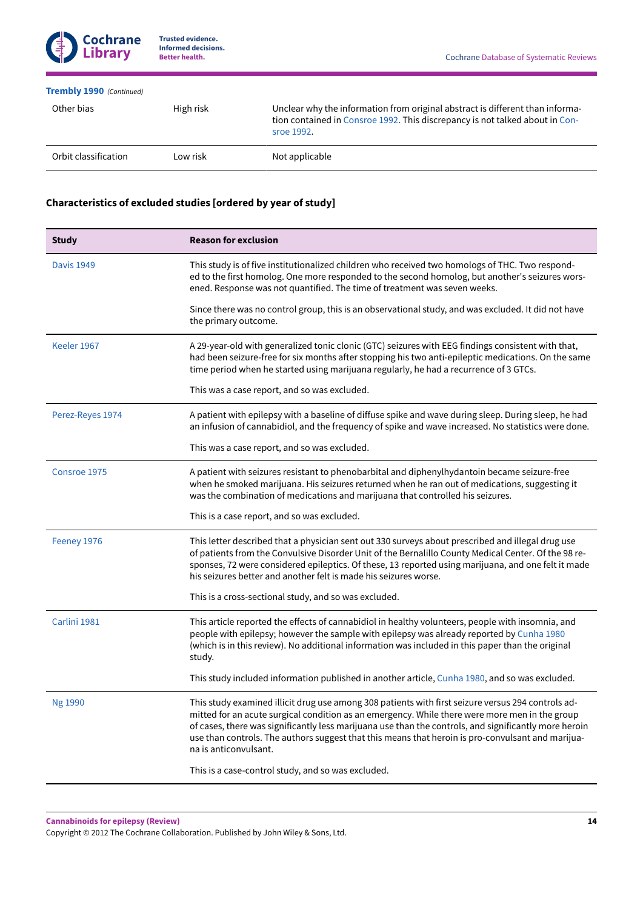**Trembly 1990** *(Continued)*

| | | |
|---|---|---|
| Other bias | High risk | Unclear why the information from original abstract is different than information contained in Consroe 1992. This discrepancy is not talked about in Consroe 1992. |
| Orbit classification | Low risk | Not applicable |

### Characteristics of excluded studies [ordered by year of study]

| Study | Reason for exclusion |
|---|---|
| Davis 1949 | This study is of five institutionalized children who received two homologs of THC. Two responded to the first homolog. One more responded to the second homolog, but another's seizures worsened. Response was not quantified. The time of treatment was seven weeks.<br><br>Since there was no control group, this is an observational study, and was excluded. It did not have the primary outcome. |
| Keeler 1967 | A 29-year-old with generalized tonic clonic (GTC) seizures with EEG findings consistent with that, had been seizure-free for six months after stopping his two anti-epileptic medications. On the same time period when he started using marijuana regularly, he had a recurrence of 3 GTCs.<br><br>This was a case report, and so was excluded. |
| Perez-Reyes 1974 | A patient with epilepsy with a baseline of diffuse spike and wave during sleep. During sleep, he had an infusion of cannabidiol, and the frequency of spike and wave increased. No statistics were done.<br><br>This was a case report, and so was excluded. |
| Consroe 1975 | A patient with seizures resistant to phenobarbital and diphenylhydantoin became seizure-free when he smoked marijuana. His seizures returned when he ran out of medications, suggesting it was the combination of medications and marijuana that controlled his seizures.<br><br>This is a case report, and so was excluded. |
| Feeney 1976 | This letter described that a physician sent out 330 surveys about prescribed and illegal drug use of patients from the Convulsive Disorder Unit of the Bernalillo County Medical Center. Of the 98 responses, 72 were considered epileptics. Of these, 13 reported using marijuana, and one felt it made his seizures better and another felt is made his seizures worse.<br><br>This is a cross-sectional study, and so was excluded. |
| Carlini 1981 | This article reported the effects of cannabidiol in healthy volunteers, people with insomnia, and people with epilepsy; however the sample with epilepsy was already reported by Cunha 1980 (which is in this review). No additional information was included in this paper than the original study.<br><br>This study included information published in another article, Cunha 1980, and so was excluded. |
| Ng 1990 | This study examined illicit drug use among 308 patients with first seizure versus 294 controls admitted for an acute surgical condition as an emergency. While there were more men in the group of cases, there was significantly less marijuana use than the controls, and significantly more heroin use than controls. The authors suggest that this means that heroin is pro-convulsant and marijuana is anticonvulsant.<br><br>This is a case-control study, and so was excluded. |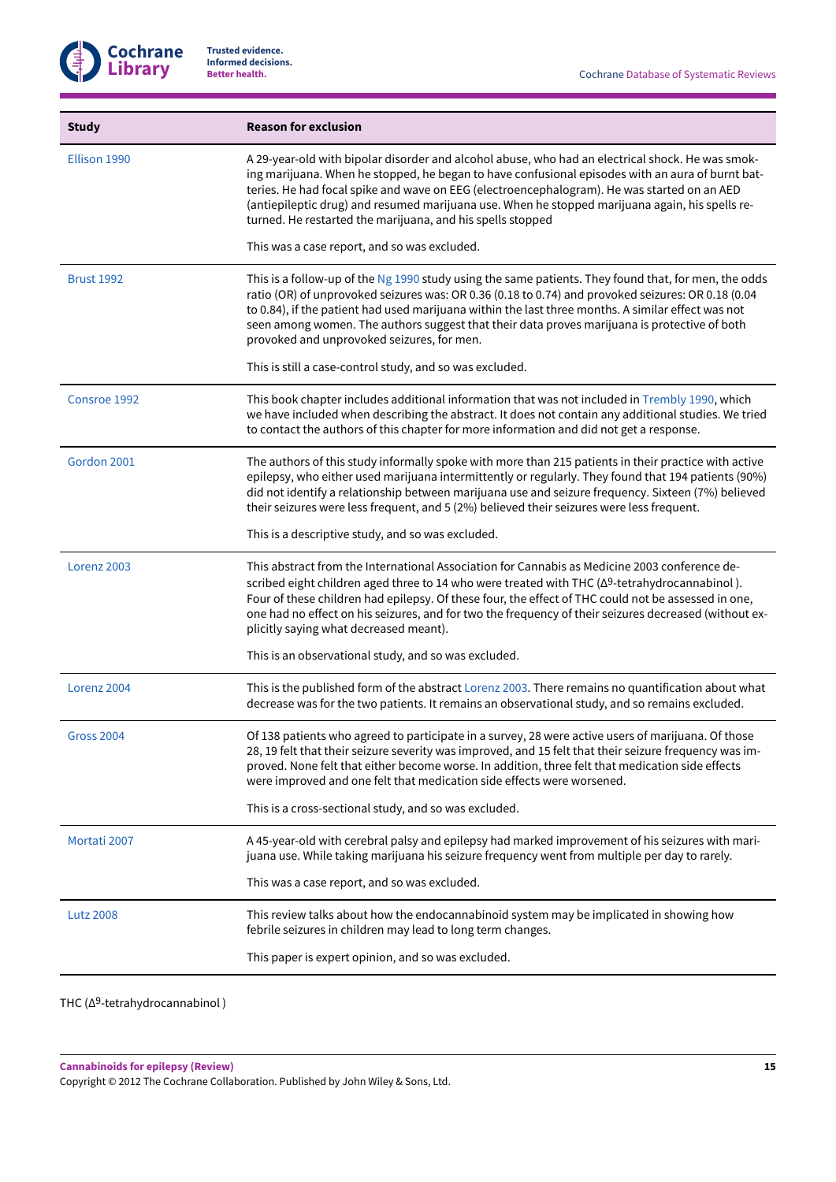| Study | Reason for exclusion |
| --- | --- |
| Ellison 1990 | A 29-year-old with bipolar disorder and alcohol abuse, who had an electrical shock. He was smoking marijuana. When he stopped, he began to have confusional episodes with an aura of burnt batteries. He had focal spike and wave on EEG (electroencephalogram). He was started on an AED (antiepileptic drug) and resumed marijuana use. When he stopped marijuana again, his spells returned. He restarted the marijuana, and his spells stopped<br><br>This was a case report, and so was excluded. |
| Brust 1992 | This is a follow-up of the Ng 1990 study using the same patients. They found that, for men, the odds ratio (OR) of unprovoked seizures was: OR 0.36 (0.18 to 0.74) and provoked seizures: OR 0.18 (0.04 to 0.84), if the patient had used marijuana within the last three months. A similar effect was not seen among women. The authors suggest that their data proves marijuana is protective of both provoked and unprovoked seizures, for men.<br><br>This is still a case-control study, and so was excluded. |
| Consroe 1992 | This book chapter includes additional information that was not included in Trembly 1990, which we have included when describing the abstract. It does not contain any additional studies. We tried to contact the authors of this chapter for more information and did not get a response. |
| Gordon 2001 | The authors of this study informally spoke with more than 215 patients in their practice with active epilepsy, who either used marijuana intermittently or regularly. They found that 194 patients (90%) did not identify a relationship between marijuana use and seizure frequency. Sixteen (7%) believed their seizures were less frequent, and 5 (2%) believed their seizures were less frequent.<br><br>This is a descriptive study, and so was excluded. |
| Lorenz 2003 | This abstract from the International Association for Cannabis as Medicine 2003 conference described eight children aged three to 14 who were treated with THC ($\Delta^9$-tetrahydrocannabinol ). Four of these children had epilepsy. Of these four, the effect of THC could not be assessed in one, one had no effect on his seizures, and for two the frequency of their seizures decreased (without explicitly saying what decreased meant).<br><br>This is an observational study, and so was excluded. |
| Lorenz 2004 | This is the published form of the abstract Lorenz 2003. There remains no quantification about what decrease was for the two patients. It remains an observational study, and so remains excluded. |
| Gross 2004 | Of 138 patients who agreed to participate in a survey, 28 were active users of marijuana. Of those 28, 19 felt that their seizure severity was improved, and 15 felt that their seizure frequency was improved. None felt that either become worse. In addition, three felt that medication side effects were improved and one felt that medication side effects were worsened.<br><br>This is a cross-sectional study, and so was excluded. |
| Mortati 2007 | A 45-year-old with cerebral palsy and epilepsy had marked improvement of his seizures with marijuana use. While taking marijuana his seizure frequency went from multiple per day to rarely.<br><br>This was a case report, and so was excluded. |
| Lutz 2008 | This review talks about how the endocannabinoid system may be implicated in showing how febrile seizures in children may lead to long term changes.<br><br>This paper is expert opinion, and so was excluded. |

THC ($\Delta^9$-tetrahydrocannabinol )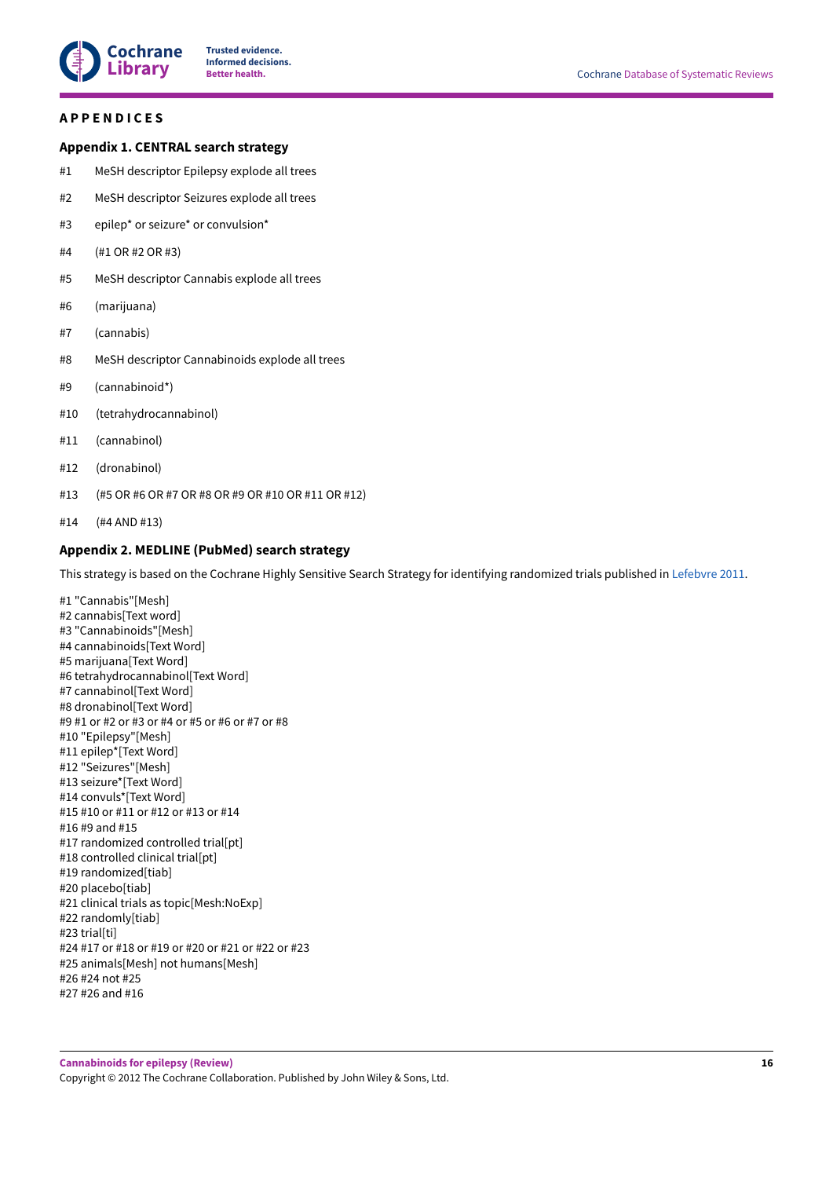# APPENDICES

## Appendix 1. CENTRAL search strategy

#1 MeSH descriptor Epilepsy explode all trees

#2 MeSH descriptor Seizures explode all trees

#3 epilep* or seizure* or convulsion*

#4 (#1 OR #2 OR #3)

#5 MeSH descriptor Cannabis explode all trees

#6 (marijuana)

#7 (cannabis)

#8 MeSH descriptor Cannabinoids explode all trees

#9 (cannabinoid*)

#10 (tetrahydrocannabinol)

#11 (cannabinol)

#12 (dronabinol)

#13 (#5 OR #6 OR #7 OR #8 OR #9 OR #10 OR #11 OR #12)

#14 (#4 AND #13)

## Appendix 2. MEDLINE (PubMed) search strategy

This strategy is based on the Cochrane Highly Sensitive Search Strategy for identifying randomized trials published in Lefebvre 2011.

#1 "Cannabis"[Mesh]
#2 cannabis[Text word]
#3 "Cannabinoids"[Mesh]
#4 cannabinoids[Text Word]
#5 marijuana[Text Word]
#6 tetrahydrocannabinol[Text Word]
#7 cannabinol[Text Word]
#8 dronabinol[Text Word]
#9 #1 or #2 or #3 or #4 or #5 or #6 or #7 or #8
#10 "Epilepsy"[Mesh]
#11 epilep*[Text Word]
#12 "Seizures"[Mesh]
#13 seizure*[Text Word]
#14 convuls*[Text Word]
#15 #10 or #11 or #12 or #13 or #14
#16 #9 and #15
#17 randomized controlled trial[pt]
#18 controlled clinical trial[pt]
#19 randomized[tiab]
#20 placebo[tiab]
#21 clinical trials as topic[Mesh:NoExp]
#22 randomly[tiab]
#23 trial[ti]
#24 #17 or #18 or #19 or #20 or #21 or #22 or #23
#25 animals[Mesh] not humans[Mesh]
#26 #24 not #25
#27 #26 and #16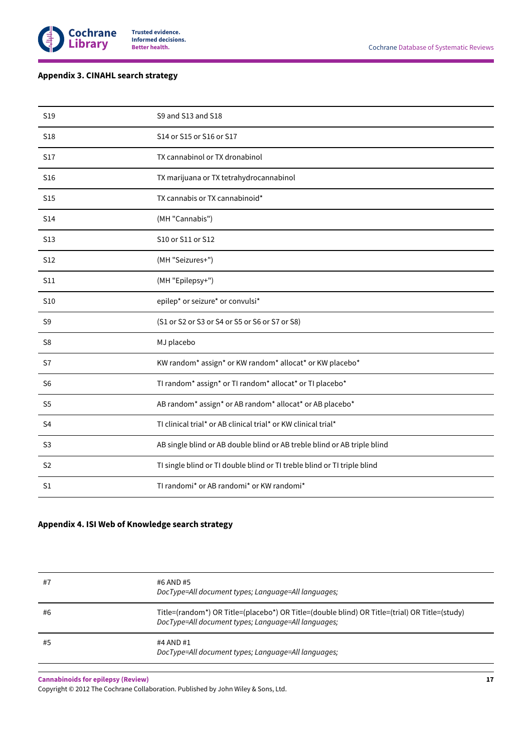## Appendix 3. CINAHL search strategy

| | |
|---|---|
| S19 | S9 and S13 and S18 |
| S18 | S14 or S15 or S16 or S17 |
| S17 | TX cannabinol or TX dronabinol |
| S16 | TX marijuana or TX tetrahydrocannabinol |
| S15 | TX cannabis or TX cannabinoid* |
| S14 | (MH "Cannabis") |
| S13 | S10 or S11 or S12 |
| S12 | (MH "Seizures+") |
| S11 | (MH "Epilepsy+") |
| S10 | epilep* or seizure* or convulsi* |
| S9 | (S1 or S2 or S3 or S4 or S5 or S6 or S7 or S8) |
| S8 | MJ placebo |
| S7 | KW random* assign* or KW random* allocat* or KW placebo* |
| S6 | TI random* assign* or TI random* allocat* or TI placebo* |
| S5 | AB random* assign* or AB random* allocat* or AB placebo* |
| S4 | TI clinical trial* or AB clinical trial* or KW clinical trial* |
| S3 | AB single blind or AB double blind or AB treble blind or AB triple blind |
| S2 | TI single blind or TI double blind or TI treble blind or TI triple blind |
| S1 | TI randomi* or AB randomi* or KW randomi* |

## Appendix 4. ISI Web of Knowledge search strategy

| | |
|---|---|
| #7 | #6 AND #5<br>*DocType=All document types; Language=All languages;* |
| #6 | Title=(random*) OR Title=(placebo*) OR Title=(double blind) OR Title=(trial) OR Title=(study)<br>*DocType=All document types; Language=All languages;* |
| #5 | #4 AND #1<br>*DocType=All document types; Language=All languages;* |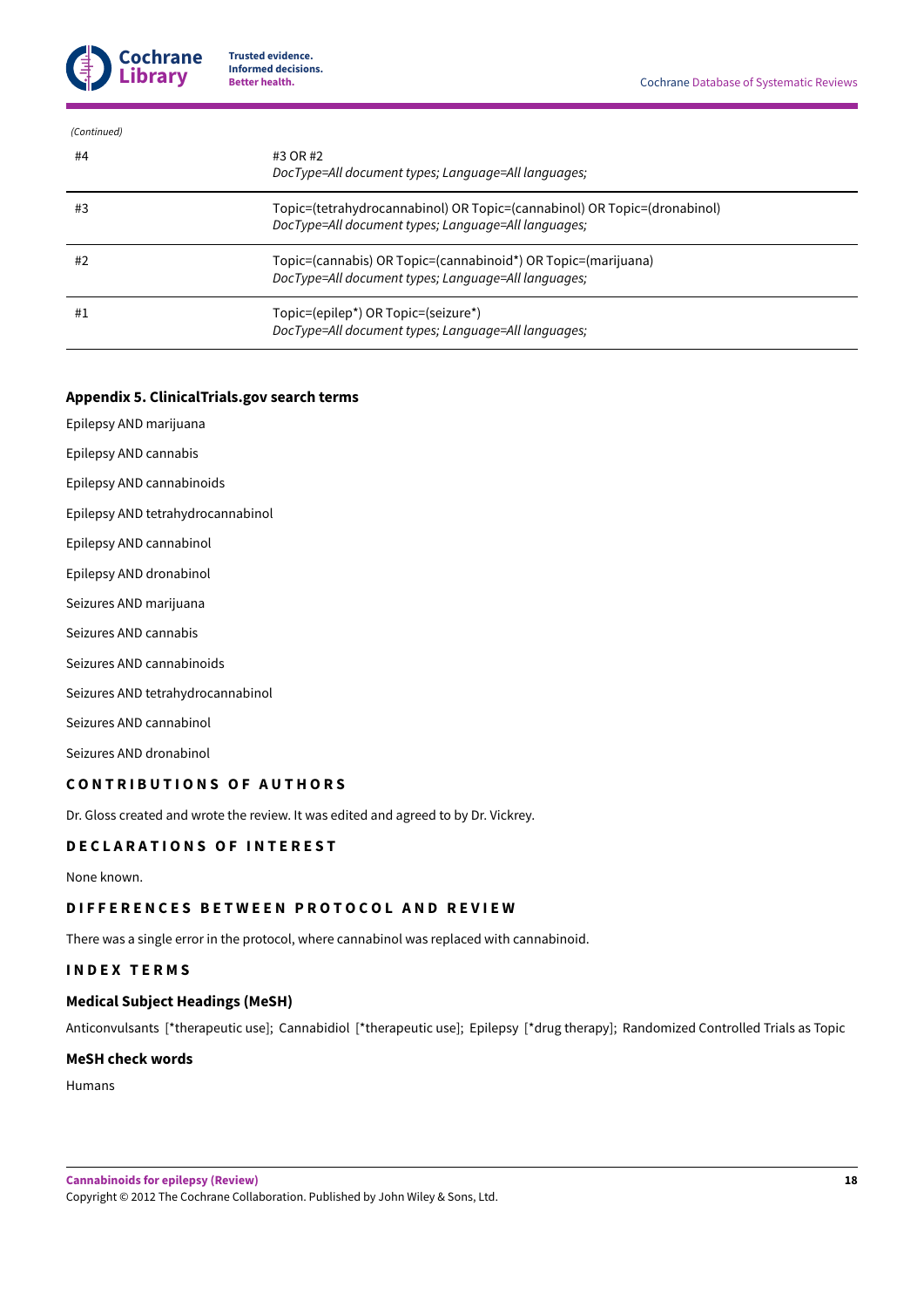(Continued)

| | |
|---|---|
| #4 | #3 OR #2<br>*DocType=All document types; Language=All languages;* |
| #3 | Topic=(tetrahydrocannabinol) OR Topic=(cannabinol) OR Topic=(dronabinol)<br>*DocType=All document types; Language=All languages;* |
| #2 | Topic=(cannabis) OR Topic=(cannabinoid*) OR Topic=(marijuana)<br>*DocType=All document types; Language=All languages;* |
| #1 | Topic=(epilep*) OR Topic=(seizure*)<br>*DocType=All document types; Language=All languages;* |

### Appendix 5. ClinicalTrials.gov search terms

Epilepsy AND marijuana

Epilepsy AND cannabis

Epilepsy AND cannabinoids

Epilepsy AND tetrahydrocannabinol

Epilepsy AND cannabinol

Epilepsy AND dronabinol

Seizures AND marijuana

Seizures AND cannabis

Seizures AND cannabinoids

Seizures AND tetrahydrocannabinol

Seizures AND cannabinol

Seizures AND dronabinol

## CONTRIBUTIONS OF AUTHORS

Dr. Gloss created and wrote the review. It was edited and agreed to by Dr. Vickrey.

## DECLARATIONS OF INTEREST

None known.

## DIFFERENCES BETWEEN PROTOCOL AND REVIEW

There was a single error in the protocol, where cannabinol was replaced with cannabinoid.

## INDEX TERMS

### Medical Subject Headings (MeSH)

Anticonvulsants [*therapeutic use]; Cannabidiol [*therapeutic use]; Epilepsy [*drug therapy]; Randomized Controlled Trials as Topic

### MeSH check words

Humans